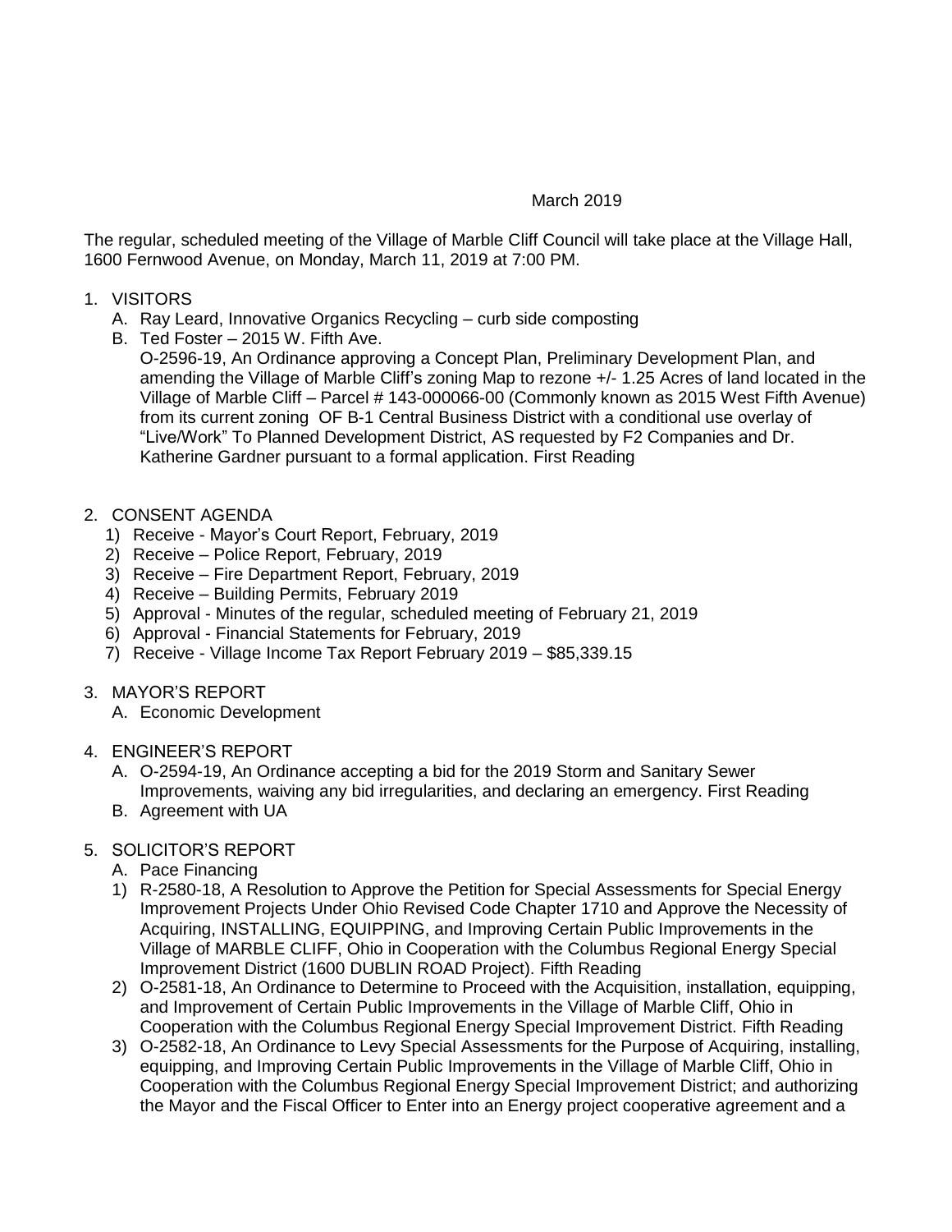March 2019

The regular, scheduled meeting of the Village of Marble Cliff Council will take place at the Village Hall, 1600 Fernwood Avenue, on Monday, March 11, 2019 at 7:00 PM.

1. VISITORS
   A. Ray Leard, Innovative Organics Recycling – curb side composting
   B. Ted Foster – 2015 W. Fifth Ave.
   O-2596-19, An Ordinance approving a Concept Plan, Preliminary Development Plan, and amending the Village of Marble Cliff's zoning Map to rezone +/- 1.25 Acres of land located in the Village of Marble Cliff – Parcel # 143-000066-00 (Commonly known as 2015 West Fifth Avenue) from its current zoning OF B-1 Central Business District with a conditional use overlay of "Live/Work" To Planned Development District, AS requested by F2 Companies and Dr. Katherine Gardner pursuant to a formal application. First Reading

2. CONSENT AGENDA
   1) Receive - Mayor's Court Report, February, 2019
   2) Receive – Police Report, February, 2019
   3) Receive – Fire Department Report, February, 2019
   4) Receive – Building Permits, February 2019
   5) Approval - Minutes of the regular, scheduled meeting of February 21, 2019
   6) Approval - Financial Statements for February, 2019
   7) Receive - Village Income Tax Report February 2019 – $85,339.15

3. MAYOR'S REPORT
   A. Economic Development

4. ENGINEER'S REPORT
   A. O-2594-19, An Ordinance accepting a bid for the 2019 Storm and Sanitary Sewer Improvements, waiving any bid irregularities, and declaring an emergency. First Reading
   B. Agreement with UA

5. SOLICITOR'S REPORT
   A. Pace Financing
   1) R-2580-18, A Resolution to Approve the Petition for Special Assessments for Special Energy Improvement Projects Under Ohio Revised Code Chapter 1710 and Approve the Necessity of Acquiring, INSTALLING, EQUIPPING, and Improving Certain Public Improvements in the Village of MARBLE CLIFF, Ohio in Cooperation with the Columbus Regional Energy Special Improvement District (1600 DUBLIN ROAD Project). Fifth Reading
   2) O-2581-18, An Ordinance to Determine to Proceed with the Acquisition, installation, equipping, and Improvement of Certain Public Improvements in the Village of Marble Cliff, Ohio in Cooperation with the Columbus Regional Energy Special Improvement District. Fifth Reading
   3) O-2582-18, An Ordinance to Levy Special Assessments for the Purpose of Acquiring, installing, equipping, and Improving Certain Public Improvements in the Village of Marble Cliff, Ohio in Cooperation with the Columbus Regional Energy Special Improvement District; and authorizing the Mayor and the Fiscal Officer to Enter into an Energy project cooperative agreement and a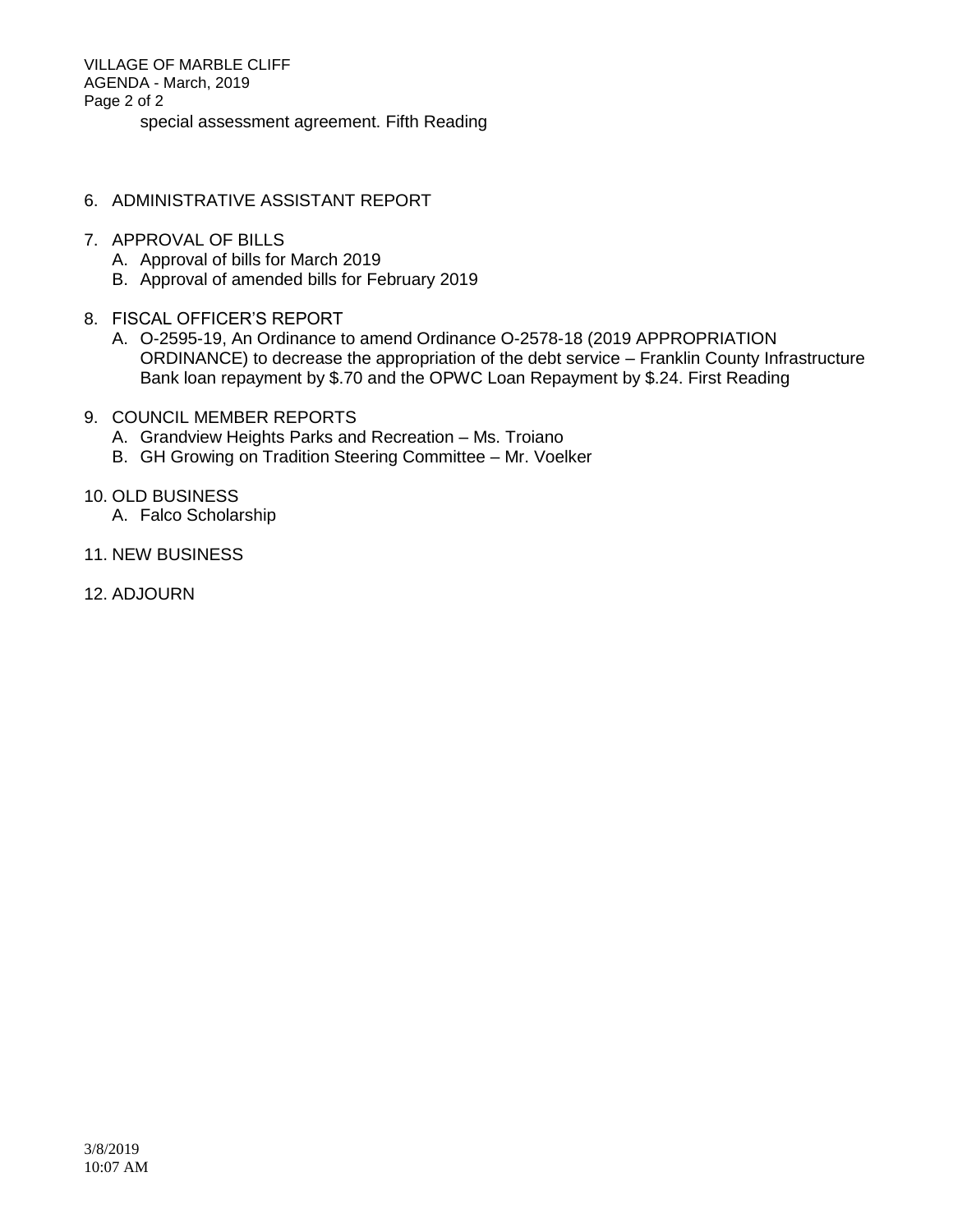special assessment agreement. Fifth Reading

6. ADMINISTRATIVE ASSISTANT REPORT

7. APPROVAL OF BILLS
   A. Approval of bills for March 2019
   B. Approval of amended bills for February 2019

8. FISCAL OFFICER'S REPORT
   A. O-2595-19, An Ordinance to amend Ordinance O-2578-18 (2019 APPROPRIATION ORDINANCE) to decrease the appropriation of the debt service – Franklin County Infrastructure Bank loan repayment by $.70 and the OPWC Loan Repayment by $.24. First Reading

9. COUNCIL MEMBER REPORTS
   A. Grandview Heights Parks and Recreation – Ms. Troiano
   B. GH Growing on Tradition Steering Committee – Mr. Voelker

10. OLD BUSINESS
    A. Falco Scholarship

11. NEW BUSINESS

12. ADJOURN

3/8/2019
10:07 AM